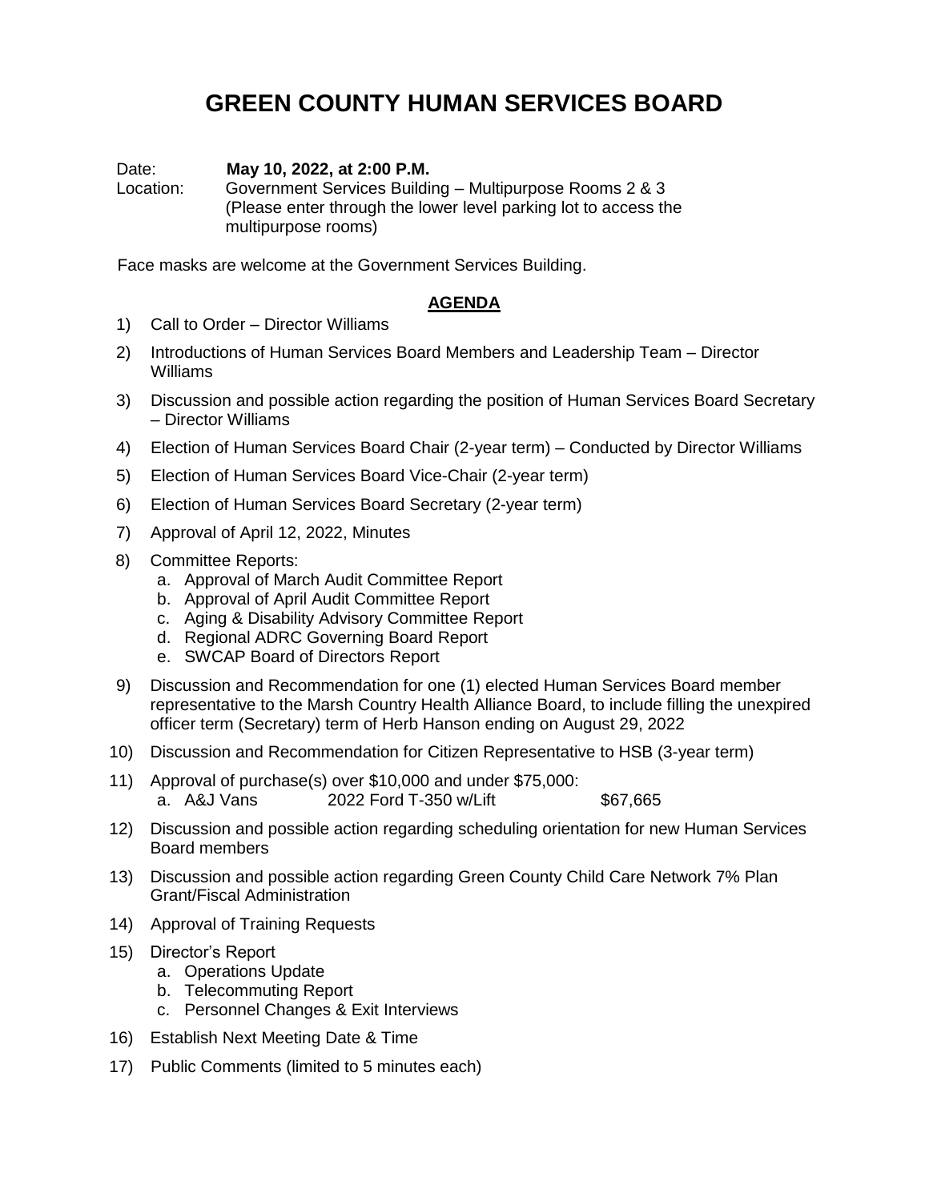# GREEN COUNTY HUMAN SERVICES BOARD

Date: **May 10, 2022, at 2:00 P.M.**

Location: Government Services Building – Multipurpose Rooms 2 & 3 (Please enter through the lower level parking lot to access the multipurpose rooms)

Face masks are welcome at the Government Services Building.

## AGENDA

1) Call to Order – Director Williams
2) Introductions of Human Services Board Members and Leadership Team – Director Williams
3) Discussion and possible action regarding the position of Human Services Board Secretary – Director Williams
4) Election of Human Services Board Chair (2-year term) – Conducted by Director Williams
5) Election of Human Services Board Vice-Chair (2-year term)
6) Election of Human Services Board Secretary (2-year term)
7) Approval of April 12, 2022, Minutes
8) Committee Reports:
   a. Approval of March Audit Committee Report
   b. Approval of April Audit Committee Report
   c. Aging & Disability Advisory Committee Report
   d. Regional ADRC Governing Board Report
   e. SWCAP Board of Directors Report
9) Discussion and Recommendation for one (1) elected Human Services Board member representative to the Marsh Country Health Alliance Board, to include filling the unexpired officer term (Secretary) term of Herb Hanson ending on August 29, 2022
10) Discussion and Recommendation for Citizen Representative to HSB (3-year term)
11) Approval of purchase(s) over $10,000 and under $75,000:
    a. A&J Vans 2022 Ford T-350 w/Lift $67,665
12) Discussion and possible action regarding scheduling orientation for new Human Services Board members
13) Discussion and possible action regarding Green County Child Care Network 7% Plan Grant/Fiscal Administration
14) Approval of Training Requests
15) Director's Report
    a. Operations Update
    b. Telecommuting Report
    c. Personnel Changes & Exit Interviews
16) Establish Next Meeting Date & Time
17) Public Comments (limited to 5 minutes each)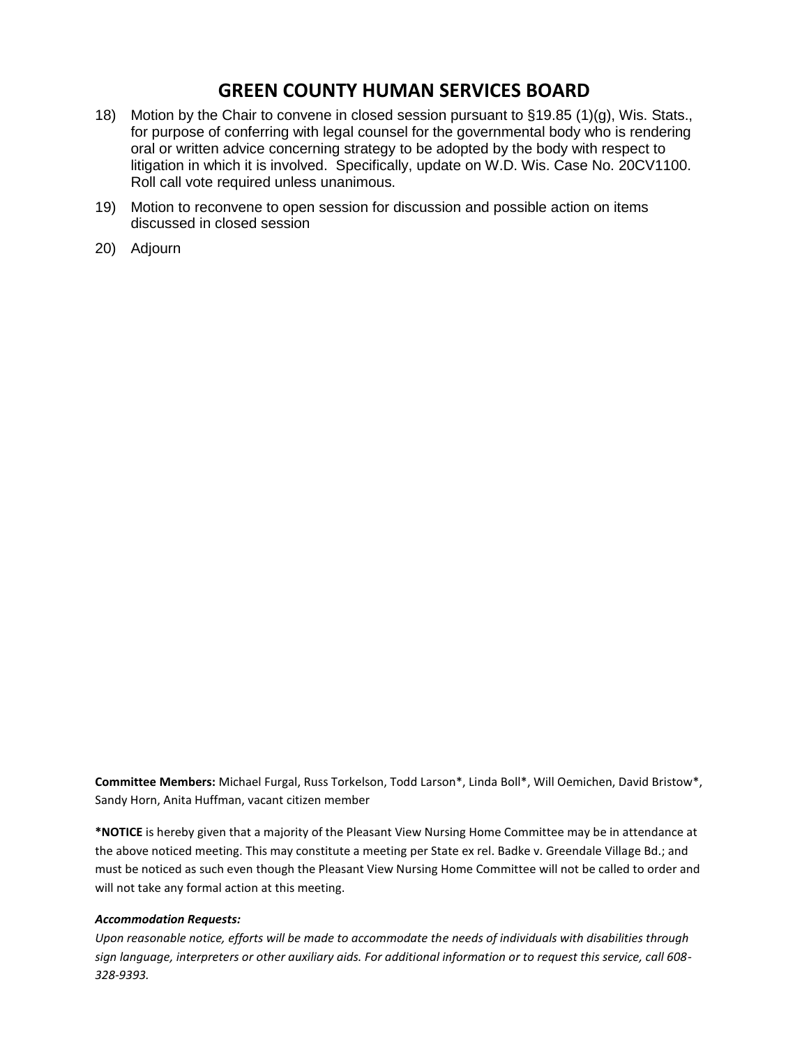# GREEN COUNTY HUMAN SERVICES BOARD

18) Motion by the Chair to convene in closed session pursuant to §19.85 (1)(g), Wis. Stats., for purpose of conferring with legal counsel for the governmental body who is rendering oral or written advice concerning strategy to be adopted by the body with respect to litigation in which it is involved. Specifically, update on W.D. Wis. Case No. 20CV1100. Roll call vote required unless unanimous.

19) Motion to reconvene to open session for discussion and possible action on items discussed in closed session

20) Adjourn

**Committee Members:** Michael Furgal, Russ Torkelson, Todd Larson*, Linda Boll*, Will Oemichen, David Bristow*, Sandy Horn, Anita Huffman, vacant citizen member

**\*NOTICE** is hereby given that a majority of the Pleasant View Nursing Home Committee may be in attendance at the above noticed meeting. This may constitute a meeting per State ex rel. Badke v. Greendale Village Bd.; and must be noticed as such even though the Pleasant View Nursing Home Committee will not be called to order and will not take any formal action at this meeting.

***Accommodation Requests:***

*Upon reasonable notice, efforts will be made to accommodate the needs of individuals with disabilities through sign language, interpreters or other auxiliary aids. For additional information or to request this service, call 608-328-9393.*